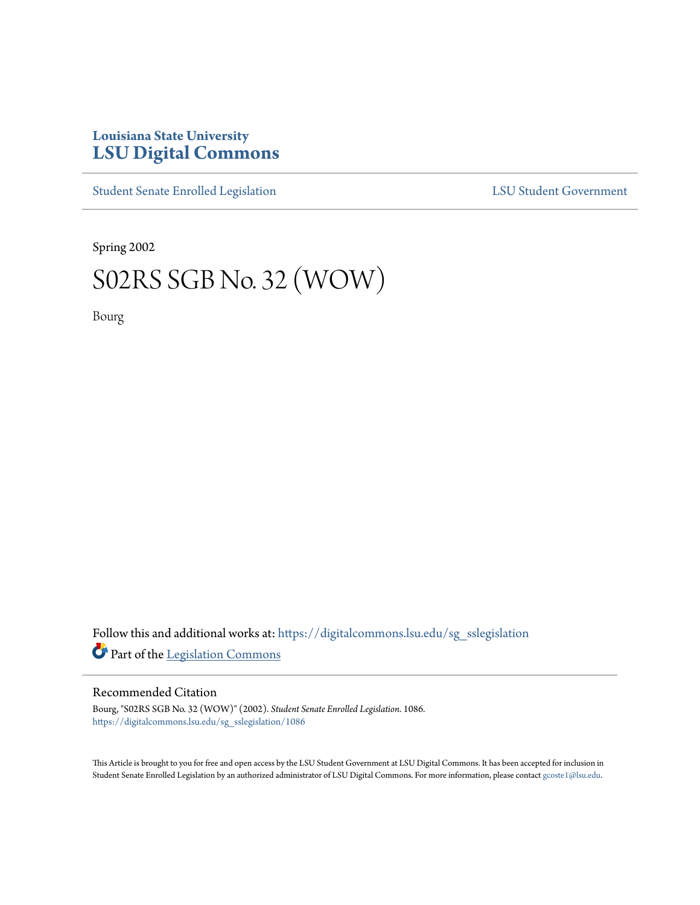Louisiana State University
# LSU Digital Commons

Student Senate Enrolled Legislation | LSU Student Government

Spring 2002

# S02RS SGB No. 32 (WOW)

Bourg

Follow this and additional works at: https://digitalcommons.lsu.edu/sg_sslegislation

Part of the Legislation Commons

## Recommended Citation

Bourg, "S02RS SGB No. 32 (WOW)" (2002). *Student Senate Enrolled Legislation*. 1086.
https://digitalcommons.lsu.edu/sg_sslegislation/1086

This Article is brought to you for free and open access by the LSU Student Government at LSU Digital Commons. It has been accepted for inclusion in Student Senate Enrolled Legislation by an authorized administrator of LSU Digital Commons. For more information, please contact gcoste1@lsu.edu.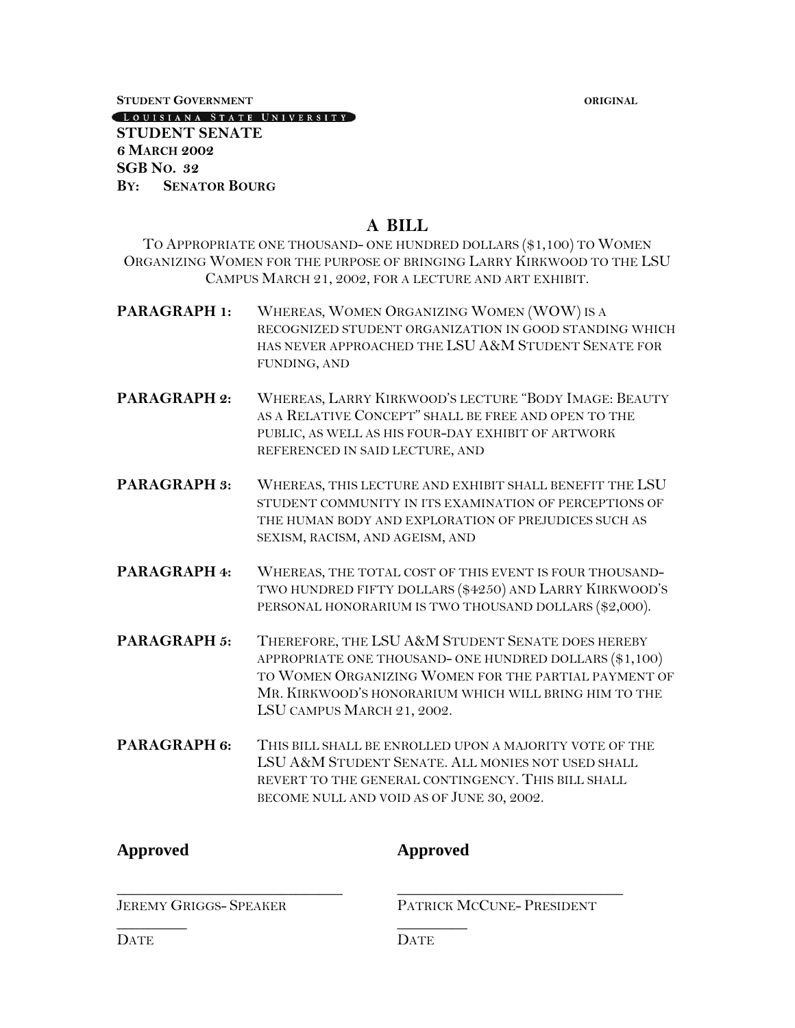**STUDENT GOVERNMENT** **ORIGINAL**

LOUISIANA STATE UNIVERSITY

**STUDENT SENATE**
**6 MARCH 2002**
**SGB NO. 32**
**BY: SENATOR BOURG**

## A BILL

TO APPROPRIATE ONE THOUSAND- ONE HUNDRED DOLLARS ($1,100) TO WOMEN ORGANIZING WOMEN FOR THE PURPOSE OF BRINGING LARRY KIRKWOOD TO THE LSU CAMPUS MARCH 21, 2002, FOR A LECTURE AND ART EXHIBIT.

**PARAGRAPH 1:** WHEREAS, WOMEN ORGANIZING WOMEN (WOW) IS A RECOGNIZED STUDENT ORGANIZATION IN GOOD STANDING WHICH HAS NEVER APPROACHED THE LSU A&M STUDENT SENATE FOR FUNDING, AND

**PARAGRAPH 2:** WHEREAS, LARRY KIRKWOOD'S LECTURE "BODY IMAGE: BEAUTY AS A RELATIVE CONCEPT" SHALL BE FREE AND OPEN TO THE PUBLIC, AS WELL AS HIS FOUR-DAY EXHIBIT OF ARTWORK REFERENCED IN SAID LECTURE, AND

**PARAGRAPH 3:** WHEREAS, THIS LECTURE AND EXHIBIT SHALL BENEFIT THE LSU STUDENT COMMUNITY IN ITS EXAMINATION OF PERCEPTIONS OF THE HUMAN BODY AND EXPLORATION OF PREJUDICES SUCH AS SEXISM, RACISM, AND AGEISM, AND

**PARAGRAPH 4:** WHEREAS, THE TOTAL COST OF THIS EVENT IS FOUR THOUSAND-TWO HUNDRED FIFTY DOLLARS ($4250) AND LARRY KIRKWOOD'S PERSONAL HONORARIUM IS TWO THOUSAND DOLLARS ($2,000).

**PARAGRAPH 5:** THEREFORE, THE LSU A&M STUDENT SENATE DOES HEREBY APPROPRIATE ONE THOUSAND- ONE HUNDRED DOLLARS ($1,100) TO WOMEN ORGANIZING WOMEN FOR THE PARTIAL PAYMENT OF MR. KIRKWOOD'S HONORARIUM WHICH WILL BRING HIM TO THE LSU CAMPUS MARCH 21, 2002.

**PARAGRAPH 6:** THIS BILL SHALL BE ENROLLED UPON A MAJORITY VOTE OF THE LSU A&M STUDENT SENATE. ALL MONIES NOT USED SHALL REVERT TO THE GENERAL CONTINGENCY. THIS BILL SHALL BECOME NULL AND VOID AS OF JUNE 30, 2002.

**Approved** **Approved**

______________________________ ______________________________
JEREMY GRIGGS- SPEAKER PATRICK MCCUNE- PRESIDENT

_________ _________
DATE DATE